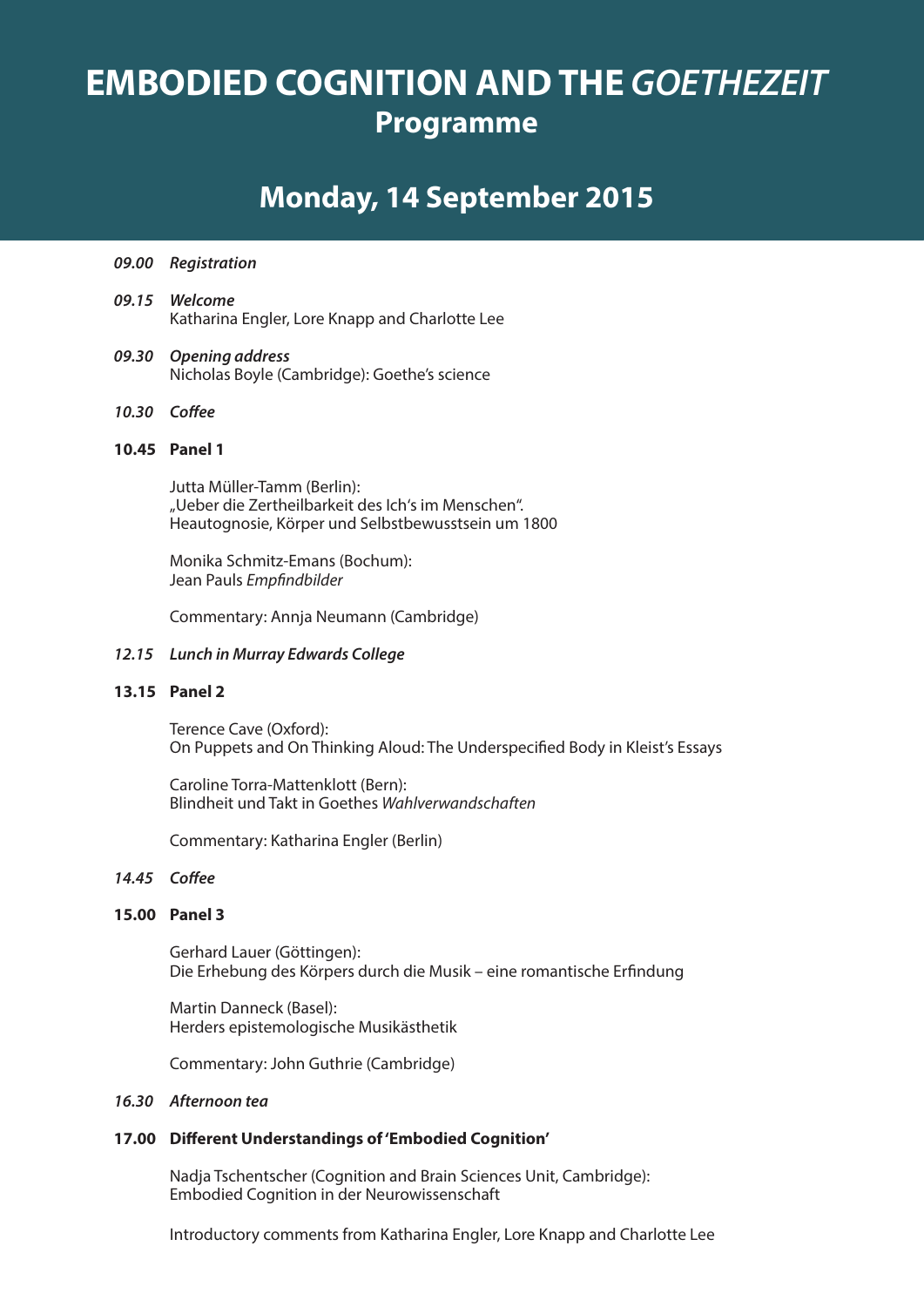# EMBODIED COGNITION AND THE *GOETHEZEIT*

## Programme

## Monday, 14 September 2015

***09.00 Registration***

***09.15 Welcome***
Katharina Engler, Lore Knapp and Charlotte Lee

***09.30 Opening address***
Nicholas Boyle (Cambridge): Goethe's science

***10.30 Coffee***

**10.45 Panel 1**

Jutta Müller-Tamm (Berlin):
„Ueber die Zertheilbarkeit des Ich's im Menschen".
Heautognosie, Körper und Selbstbewusstsein um 1800

Monika Schmitz-Emans (Bochum):
Jean Pauls *Empfindbilder*

Commentary: Annja Neumann (Cambridge)

***12.15 Lunch in Murray Edwards College***

**13.15 Panel 2**

Terence Cave (Oxford):
On Puppets and On Thinking Aloud: The Underspecified Body in Kleist's Essays

Caroline Torra-Mattenklott (Bern):
Blindheit und Takt in Goethes *Wahlverwandschaften*

Commentary: Katharina Engler (Berlin)

***14.45 Coffee***

**15.00 Panel 3**

Gerhard Lauer (Göttingen):
Die Erhebung des Körpers durch die Musik – eine romantische Erfindung

Martin Danneck (Basel):
Herders epistemologische Musikästhetik

Commentary: John Guthrie (Cambridge)

***16.30 Afternoon tea***

**17.00 Different Understandings of 'Embodied Cognition'**

Nadja Tschentscher (Cognition and Brain Sciences Unit, Cambridge):
Embodied Cognition in der Neurowissenschaft

Introductory comments from Katharina Engler, Lore Knapp and Charlotte Lee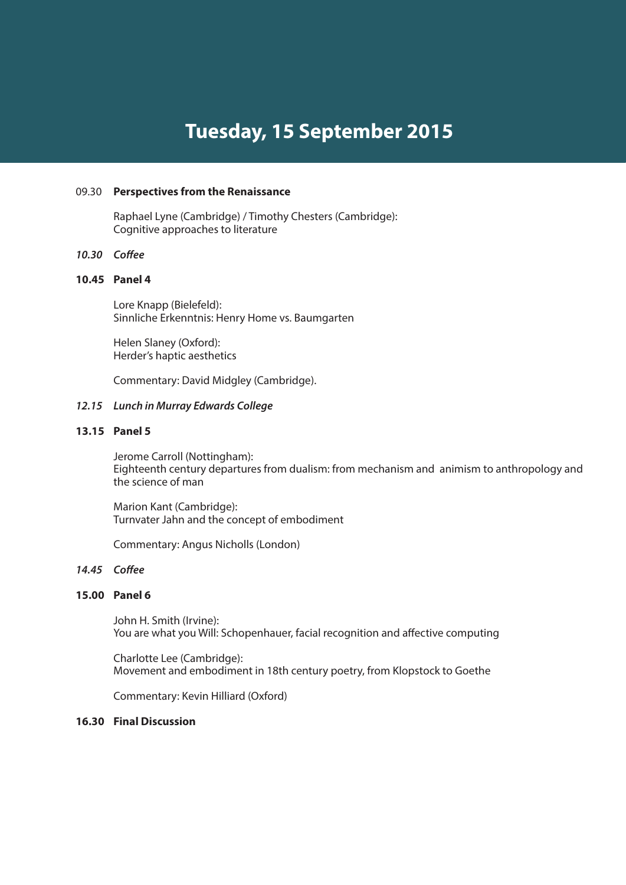# Tuesday, 15 September 2015

09.30 **Perspectives from the Renaissance**

Raphael Lyne (Cambridge) / Timothy Chesters (Cambridge):
Cognitive approaches to literature

*10.30 Coffee*

**10.45 Panel 4**

Lore Knapp (Bielefeld):
Sinnliche Erkenntnis: Henry Home vs. Baumgarten

Helen Slaney (Oxford):
Herder's haptic aesthetics

Commentary: David Midgley (Cambridge).

*12.15 Lunch in Murray Edwards College*

**13.15 Panel 5**

Jerome Carroll (Nottingham):
Eighteenth century departures from dualism: from mechanism and animism to anthropology and the science of man

Marion Kant (Cambridge):
Turnvater Jahn and the concept of embodiment

Commentary: Angus Nicholls (London)

*14.45 Coffee*

**15.00 Panel 6**

John H. Smith (Irvine):
You are what you Will: Schopenhauer, facial recognition and affective computing

Charlotte Lee (Cambridge):
Movement and embodiment in 18th century poetry, from Klopstock to Goethe

Commentary: Kevin Hilliard (Oxford)

**16.30 Final Discussion**